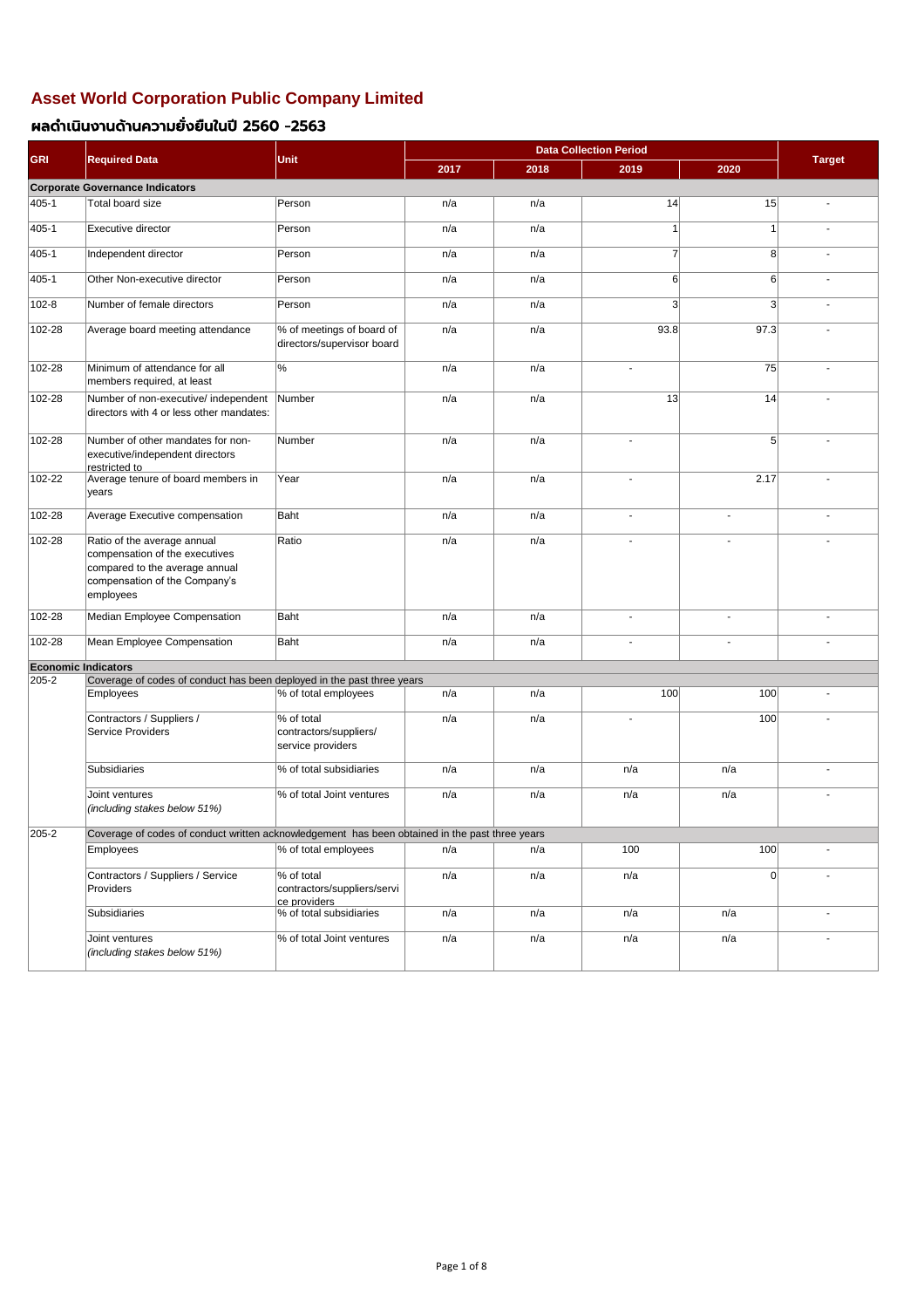# Asset World Corporation Public Company Limited

## ผลดำเนินงานด้านความยั่งยืนในปี 2560 -2563

| GRI | Required Data | Unit | Data Collection Period | | | | Target |
|---|---|---|---|---|---|---|---|
| | | | 2017 | 2018 | 2019 | 2020 | |
| **Corporate Governance Indicators** | | | | | | | |
| 405-1 | Total board size | Person | n/a | n/a | 14 | 15 | - |
| 405-1 | Executive director | Person | n/a | n/a | 1 | 1 | - |
| 405-1 | Independent director | Person | n/a | n/a | 7 | 8 | - |
| 405-1 | Other Non-executive director | Person | n/a | n/a | 6 | 6 | - |
| 102-8 | Number of female directors | Person | n/a | n/a | 3 | 3 | - |
| 102-28 | Average board meeting attendance | % of meetings of board of directors/supervisor board | n/a | n/a | 93.8 | 97.3 | - |
| 102-28 | Minimum of attendance for all members required, at least | % | n/a | n/a | - | 75 | - |
| 102-28 | Number of non-executive/ independent directors with 4 or less other mandates: | Number | n/a | n/a | 13 | 14 | - |
| 102-28 | Number of other mandates for non-executive/independent directors restricted to | Number | n/a | n/a | - | 5 | - |
| 102-22 | Average tenure of board members in years | Year | n/a | n/a | - | 2.17 | - |
| 102-28 | Average Executive compensation | Baht | n/a | n/a | - | - | - |
| 102-28 | Ratio of the average annual compensation of the executives compared to the average annual compensation of the Company's employees | Ratio | n/a | n/a | - | - | - |
| 102-28 | Median Employee Compensation | Baht | n/a | n/a | - | - | - |
| 102-28 | Mean Employee Compensation | Baht | n/a | n/a | - | - | - |
| **Economic Indicators** | | | | | | | |
| 205-2 | Coverage of codes of conduct has been deployed in the past three years | | | | | | |
| | Employees | % of total employees | n/a | n/a | 100 | 100 | - |
| | Contractors / Suppliers / Service Providers | % of total contractors/suppliers/ service providers | n/a | n/a | - | 100 | - |
| | Subsidiaries | % of total subsidiaries | n/a | n/a | n/a | n/a | - |
| | Joint ventures *(including stakes below 51%)* | % of total Joint ventures | n/a | n/a | n/a | n/a | - |
| 205-2 | Coverage of codes of conduct written acknowledgement has been obtained in the past three years | | | | | | |
| | Employees | % of total employees | n/a | n/a | 100 | 100 | - |
| | Contractors / Suppliers / Service Providers | % of total contractors/suppliers/service providers | n/a | n/a | n/a | 0 | - |
| | Subsidiaries | % of total subsidiaries | n/a | n/a | n/a | n/a | - |
| | Joint ventures *(including stakes below 51%)* | % of total Joint ventures | n/a | n/a | n/a | n/a | - |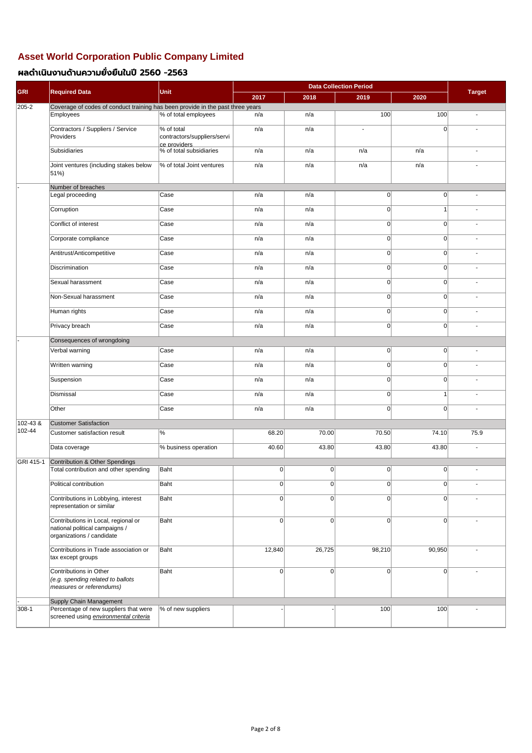# Asset World Corporation Public Company Limited

## ผลดำเนินงานด้านความยั่งยืนในปี 2560 -2563

| GRI | Required Data | Unit | Data Collection Period | | | | Target |
|---|---|---|---|---|---|---|---|
| | | | 2017 | 2018 | 2019 | 2020 | |
| 205-2 | Coverage of codes of conduct training has been provide in the past three years | | | | | | |
| | Employees | % of total employees | n/a | n/a | 100 | 100 | - |
| | Contractors / Suppliers / Service Providers | % of total contractors/suppliers/service providers | n/a | n/a | - | 0 | - |
| | Subsidiaries | % of total subsidiaries | n/a | n/a | n/a | n/a | - |
| | Joint ventures (including stakes below 51%) | % of total Joint ventures | n/a | n/a | n/a | n/a | - |
| - | Number of breaches | | | | | | |
| | Legal proceeding | Case | n/a | n/a | 0 | 0 | - |
| | Corruption | Case | n/a | n/a | 0 | 1 | - |
| | Conflict of interest | Case | n/a | n/a | 0 | 0 | - |
| | Corporate compliance | Case | n/a | n/a | 0 | 0 | - |
| | Antitrust/Anticompetitive | Case | n/a | n/a | 0 | 0 | - |
| | Discrimination | Case | n/a | n/a | 0 | 0 | - |
| | Sexual harassment | Case | n/a | n/a | 0 | 0 | - |
| | Non-Sexual harassment | Case | n/a | n/a | 0 | 0 | - |
| | Human rights | Case | n/a | n/a | 0 | 0 | - |
| | Privacy breach | Case | n/a | n/a | 0 | 0 | - |
| - | Consequences of wrongdoing | | | | | | |
| | Verbal warning | Case | n/a | n/a | 0 | 0 | - |
| | Written warning | Case | n/a | n/a | 0 | 0 | - |
| | Suspension | Case | n/a | n/a | 0 | 0 | - |
| | Dismissal | Case | n/a | n/a | 0 | 1 | - |
| | Other | Case | n/a | n/a | 0 | 0 | - |
| 102-43 & 102-44 | Customer Satisfaction | | | | | | |
| | Customer satisfaction result | % | 68.20 | 70.00 | 70.50 | 74.10 | 75.9 |
| | Data coverage | % business operation | 40.60 | 43.80 | 43.80 | 43.80 | - |
| GRI 415-1 | Contribution & Other Spendings | | | | | | |
| | Total contribution and other spending | Baht | 0 | 0 | 0 | 0 | - |
| | Political contribution | Baht | 0 | 0 | 0 | 0 | - |
| | Contributions in Lobbying, interest representation or similar | Baht | 0 | 0 | 0 | 0 | - |
| | Contributions in Local, regional or national political campaigns / organizations / candidate | Baht | 0 | 0 | 0 | 0 | - |
| | Contributions in Trade association or tax except groups | Baht | 12,840 | 26,725 | 98,210 | 90,950 | - |
| | Contributions in Other *(e.g. spending related to ballots measures or referendums)* | Baht | 0 | 0 | 0 | 0 | - |
| - | Supply Chain Management | | | | | | |
| 308-1 | Percentage of new suppliers that were screened using *environmental criteria* | % of new suppliers | - | - | 100 | 100 | - |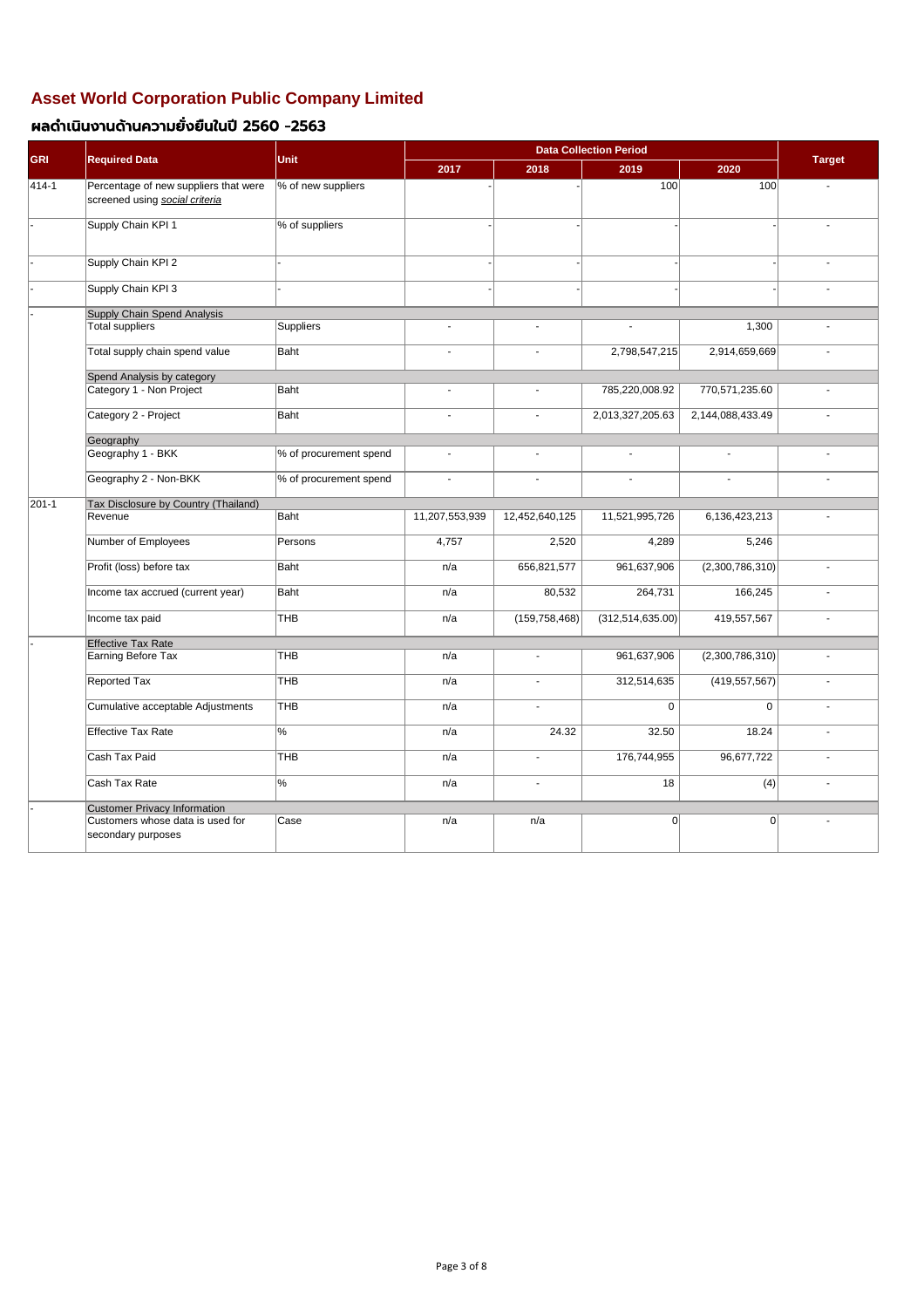## Asset World Corporation Public Company Limited

### ผลดำเนินงานด้านความยั่งยืนในปี 2560 -2563

| GRI | Required Data | Unit | Data Collection Period | | | | Target |
|---|---|---|---|---|---|---|---|
| | | | 2017 | 2018 | 2019 | 2020 | |
| 414-1 | Percentage of new suppliers that were screened using *social criteria* | % of new suppliers | - | - | 100 | 100 | - |
| - | Supply Chain KPI 1 | % of suppliers | - | - | - | - | - |
| - | Supply Chain KPI 2 | - | - | - | - | - | - |
| - | Supply Chain KPI 3 | - | - | - | - | - | - |
| - | Supply Chain Spend Analysis | | | | | | |
| | Total suppliers | Suppliers | - | - | - | 1,300 | - |
| | Total supply chain spend value | Baht | - | - | 2,798,547,215 | 2,914,659,669 | - |
| | Spend Analysis by category | | | | | | |
| | Category 1 - Non Project | Baht | - | - | 785,220,008.92 | 770,571,235.60 | - |
| | Category 2 - Project | Baht | - | - | 2,013,327,205.63 | 2,144,088,433.49 | - |
| | Geography | | | | | | |
| | Geography 1 - BKK | % of procurement spend | - | - | - | - | - |
| | Geography 2 - Non-BKK | % of procurement spend | - | - | - | - | - |
| 201-1 | Tax Disclosure by Country (Thailand) | | | | | | |
| | Revenue | Baht | 11,207,553,939 | 12,452,640,125 | 11,521,995,726 | 6,136,423,213 | - |
| | Number of Employees | Persons | 4,757 | 2,520 | 4,289 | 5,246 | |
| | Profit (loss) before tax | Baht | n/a | 656,821,577 | 961,637,906 | (2,300,786,310) | - |
| | Income tax accrued (current year) | Baht | n/a | 80,532 | 264,731 | 166,245 | - |
| | Income tax paid | THB | n/a | (159,758,468) | (312,514,635.00) | 419,557,567 | - |
| - | Effective Tax Rate | | | | | | |
| | Earning Before Tax | THB | n/a | - | 961,637,906 | (2,300,786,310) | - |
| | Reported Tax | THB | n/a | - | 312,514,635 | (419,557,567) | - |
| | Cumulative acceptable Adjustments | THB | n/a | - | 0 | 0 | - |
| | Effective Tax Rate | % | n/a | 24.32 | 32.50 | 18.24 | - |
| | Cash Tax Paid | THB | n/a | - | 176,744,955 | 96,677,722 | - |
| | Cash Tax Rate | % | n/a | - | 18 | (4) | - |
| - | Customer Privacy Information | | | | | | |
| | Customers whose data is used for secondary purposes | Case | n/a | n/a | 0 | 0 | - |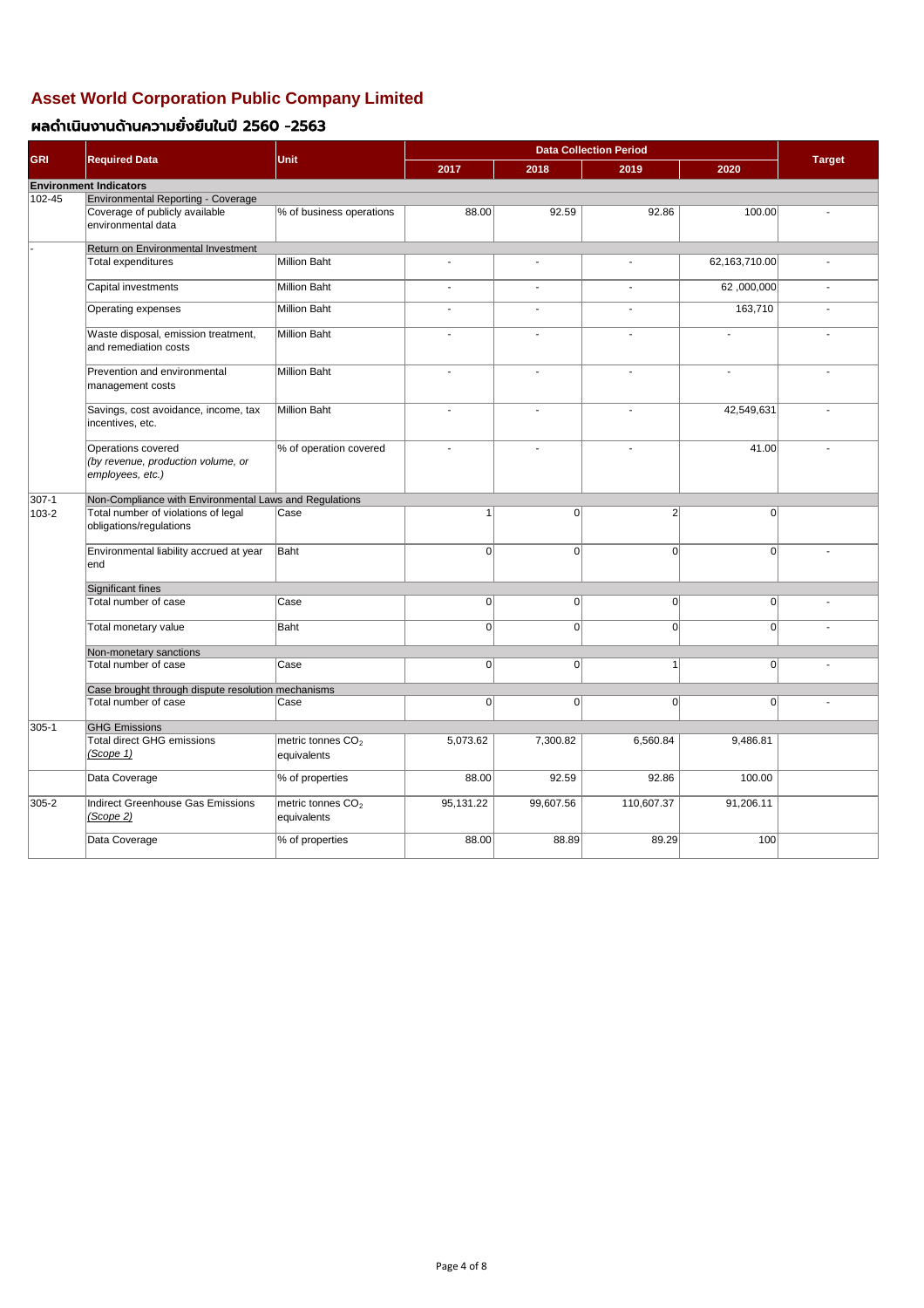# Asset World Corporation Public Company Limited

## ผลดำเนินงานด้านความยั่งยืนในปี 2560 -2563

| GRI | Required Data | Unit | Data Collection Period | | | | Target |
|---|---|---|---|---|---|---|---|
| | | | 2017 | 2018 | 2019 | 2020 | |
| **Environment Indicators** | | | | | | | |
| 102-45 | Environmental Reporting - Coverage | | | | | | |
| | Coverage of publicly available environmental data | % of business operations | 88.00 | 92.59 | 92.86 | 100.00 | - |
| - | Return on Environmental Investment | | | | | | |
| | Total expenditures | Million Baht | - | - | - | 62,163,710.00 | - |
| | Capital investments | Million Baht | - | - | - | 62 ,000,000 | - |
| | Operating expenses | Million Baht | - | - | - | 163,710 | - |
| | Waste disposal, emission treatment, and remediation costs | Million Baht | - | - | - | - | - |
| | Prevention and environmental management costs | Million Baht | - | - | - | - | - |
| | Savings, cost avoidance, income, tax incentives, etc. | Million Baht | - | - | - | 42,549,631 | - |
| | Operations covered *(by revenue, production volume, or employees, etc.)* | % of operation covered | - | - | - | 41.00 | - |
| 307-1 | Non-Compliance with Environmental Laws and Regulations | | | | | | |
| 103-2 | Total number of violations of legal obligations/regulations | Case | 1 | 0 | 2 | 0 | |
| | Environmental liability accrued at year end | Baht | 0 | 0 | 0 | 0 | - |
| | Significant fines | | | | | | |
| | Total number of case | Case | 0 | 0 | 0 | 0 | - |
| | Total monetary value | Baht | 0 | 0 | 0 | 0 | - |
| | Non-monetary sanctions | | | | | | |
| | Total number of case | Case | 0 | 0 | 1 | 0 | - |
| | Case brought through dispute resolution mechanisms | | | | | | |
| | Total number of case | Case | 0 | 0 | 0 | 0 | - |
| 305-1 | GHG Emissions | | | | | | |
| | Total direct GHG emissions (Scope 1) | metric tonnes $CO_2$ equivalents | 5,073.62 | 7,300.82 | 6,560.84 | 9,486.81 | |
| | Data Coverage | % of properties | 88.00 | 92.59 | 92.86 | 100.00 | |
| 305-2 | Indirect Greenhouse Gas Emissions (Scope 2) | metric tonnes $CO_2$ equivalents | 95,131.22 | 99,607.56 | 110,607.37 | 91,206.11 | |
| | Data Coverage | % of properties | 88.00 | 88.89 | 89.29 | 100 | |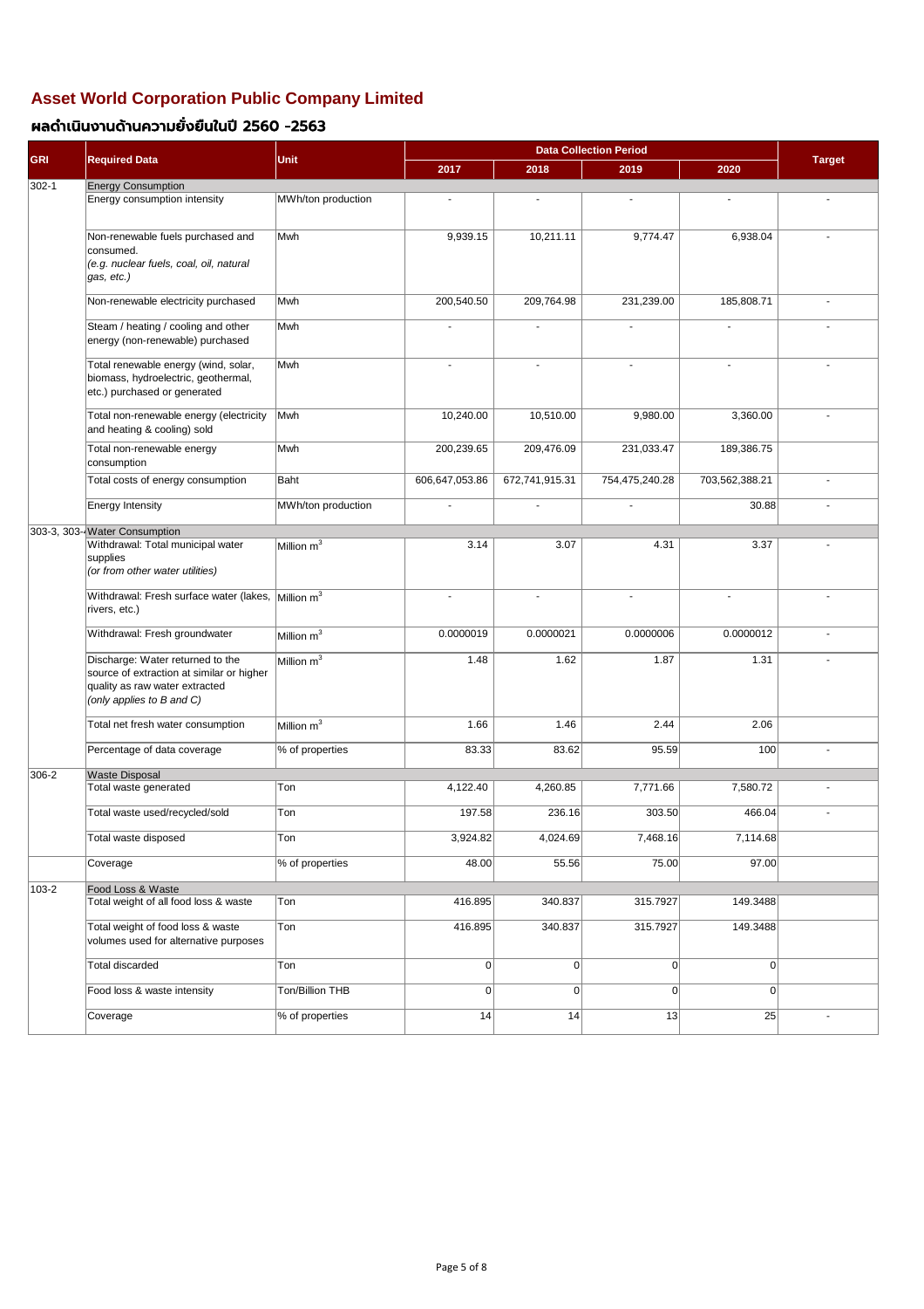## Asset World Corporation Public Company Limited

### ผลดำเนินงานด้านความยั่งยืนในปี 2560 -2563

| GRI | Required Data | Unit | Data Collection Period | | | | Target |
|---|---|---|---|---|---|---|---|
| | | | 2017 | 2018 | 2019 | 2020 | |
| 302-1 | Energy Consumption | | | | | | |
| | Energy consumption intensity | MWh/ton production | - | - | - | - | - |
| | Non-renewable fuels purchased and consumed. *(e.g. nuclear fuels, coal, oil, natural gas, etc.)* | Mwh | 9,939.15 | 10,211.11 | 9,774.47 | 6,938.04 | - |
| | Non-renewable electricity purchased | Mwh | 200,540.50 | 209,764.98 | 231,239.00 | 185,808.71 | - |
| | Steam / heating / cooling and other energy (non-renewable) purchased | Mwh | - | - | - | - | - |
| | Total renewable energy (wind, solar, biomass, hydroelectric, geothermal, etc.) purchased or generated | Mwh | - | - | - | - | - |
| | Total non-renewable energy (electricity and heating & cooling) sold | Mwh | 10,240.00 | 10,510.00 | 9,980.00 | 3,360.00 | - |
| | Total non-renewable energy consumption | Mwh | 200,239.65 | 209,476.09 | 231,033.47 | 189,386.75 | |
| | Total costs of energy consumption | Baht | 606,647,053.86 | 672,741,915.31 | 754,475,240.28 | 703,562,388.21 | - |
| | Energy Intensity | MWh/ton production | - | - | - | 30.88 | - |
| 303-3, 303-4 | Water Consumption | | | | | | |
| | Withdrawal: Total municipal water supplies *(or from other water utilities)* | Million $m^3$ | 3.14 | 3.07 | 4.31 | 3.37 | - |
| | Withdrawal: Fresh surface water (lakes, rivers, etc.) | Million $m^3$ | - | - | - | - | - |
| | Withdrawal: Fresh groundwater | Million $m^3$ | 0.0000019 | 0.0000021 | 0.0000006 | 0.0000012 | - |
| | Discharge: Water returned to the source of extraction at similar or higher quality as raw water extracted *(only applies to B and C)* | Million $m^3$ | 1.48 | 1.62 | 1.87 | 1.31 | - |
| | Total net fresh water consumption | Million $m^3$ | 1.66 | 1.46 | 2.44 | 2.06 | |
| | Percentage of data coverage | % of properties | 83.33 | 83.62 | 95.59 | 100 | - |
| 306-2 | Waste Disposal | | | | | | |
| | Total waste generated | Ton | 4,122.40 | 4,260.85 | 7,771.66 | 7,580.72 | - |
| | Total waste used/recycled/sold | Ton | 197.58 | 236.16 | 303.50 | 466.04 | - |
| | Total waste disposed | Ton | 3,924.82 | 4,024.69 | 7,468.16 | 7,114.68 | |
| | Coverage | % of properties | 48.00 | 55.56 | 75.00 | 97.00 | |
| 103-2 | Food Loss & Waste | | | | | | |
| | Total weight of all food loss & waste | Ton | 416.895 | 340.837 | 315.7927 | 149.3488 | |
| | Total weight of food loss & waste volumes used for alternative purposes | Ton | 416.895 | 340.837 | 315.7927 | 149.3488 | |
| | Total discarded | Ton | 0 | 0 | 0 | 0 | |
| | Food loss & waste intensity | Ton/Billion THB | 0 | 0 | 0 | 0 | |
| | Coverage | % of properties | 14 | 14 | 13 | 25 | - |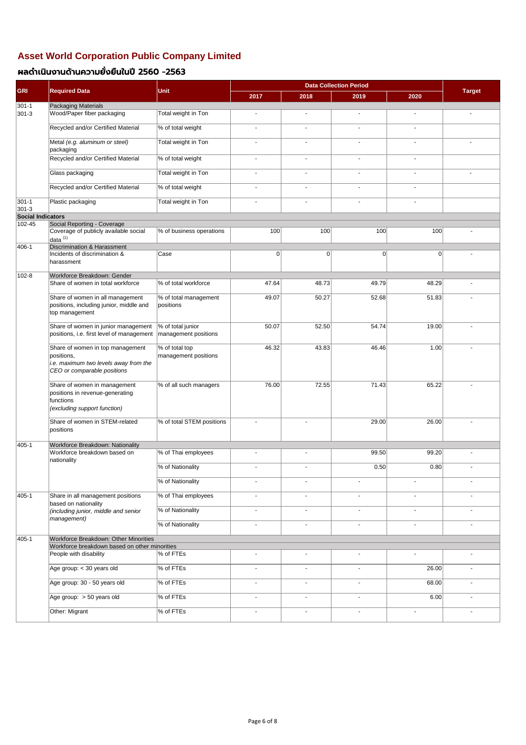# Asset World Corporation Public Company Limited

## ผลดำเนินงานด้านความยั่งยืนในปี 2560 -2563

| GRI | Required Data | Unit | Data Collection Period | | | | Target |
|---|---|---|---|---|---|---|---|
| | | | 2017 | 2018 | 2019 | 2020 | |
| 301-1 | Packaging Materials | | | | | | |
| 301-3 | Wood/Paper fiber packaging | Total weight in Ton | - | - | - | - | - |
| | Recycled and/or Certified Material | % of total weight | - | - | - | - | |
| | Metal *(e.g. aluminum or steel)* packaging | Total weight in Ton | - | - | - | - | - |
| | Recycled and/or Certified Material | % of total weight | - | - | - | - | |
| | Glass packaging | Total weight in Ton | - | - | - | - | - |
| | Recycled and/or Certified Material | % of total weight | - | - | - | - | |
| 301-1 301-3 | Plastic packaging | Total weight in Ton | - | - | - | - | |
| **Social Indicators** | | | | | | | |
| 102-45 | Social Reporting - Coverage | | | | | | |
| | Coverage of publicly available social data [(1)] | % of business operations | 100 | 100 | 100 | 100 | - |
| 406-1 | Discrimination & Harassment | | | | | | |
| | Incidents of discrimination & harassment | Case | 0 | 0 | 0 | 0 | - |
| 102-8 | Workforce Breakdown: Gender | | | | | | |
| | Share of women in total workforce | % of total workforce | 47.64 | 48.73 | 49.79 | 48.29 | - |
| | Share of women in all management positions, including junior, middle and top management | % of total management positions | 49.07 | 50.27 | 52.68 | 51.83 | - |
| | Share of women in junior management positions, i.e. first level of management | % of total junior management positions | 50.07 | 52.50 | 54.74 | 19.00 | - |
| | Share of women in top management positions, *i.e. maximum two levels away from the CEO or comparable positions* | % of total top management positions | 46.32 | 43.83 | 46.46 | 1.00 | - |
| | Share of women in management positions in revenue-generating functions *(excluding support function)* | % of all such managers | 76.00 | 72.55 | 71.43 | 65.22 | - |
| | Share of women in STEM-related positions | % of total STEM positions | - | - | 29.00 | 26.00 | - |
| 405-1 | Workforce Breakdown: Nationality | | | | | | |
| | Workforce breakdown based on nationality | % of Thai employees | - | - | 99.50 | 99.20 | - |
| | | % of Nationality | - | - | 0.50 | 0.80 | - |
| | | % of Nationality | - | - | - | - | - |
| 405-1 | Share in all management positions based on nationality *(including junior, middle and senior management)* | % of Thai employees | - | - | - | - | - |
| | | % of Nationality | - | - | - | - | - |
| | | % of Nationality | - | - | - | - | - |
| 405-1 | Workforce Breakdown: Other Minorities | | | | | | |
| | Workforce breakdown based on other minorities | | | | | | |
| | People with disability | % of FTEs | - | - | - | - | - |
| | Age group: < 30 years old | % of FTEs | - | - | - | 26.00 | - |
| | Age group: 30 - 50 years old | % of FTEs | - | - | - | 68.00 | - |
| | Age group: > 50 years old | % of FTEs | - | - | - | 6.00 | - |
| | Other: Migrant | % of FTEs | - | - | - | - | - |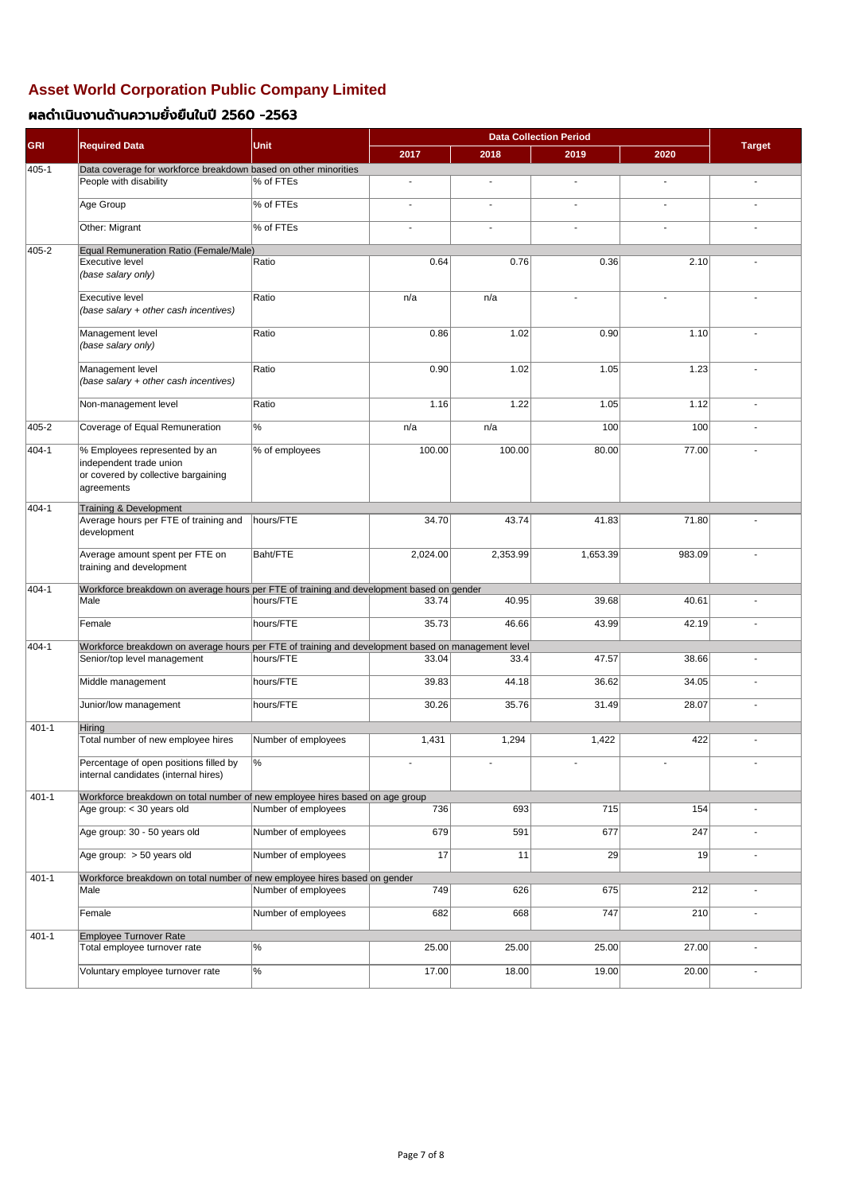# Asset World Corporation Public Company Limited

## ผลดำเนินงานด้านความยั่งยืนในปี 2560 -2563

| GRI | Required Data | Unit | Data Collection Period | | | | Target |
|---|---|---|---|---|---|---|---|
| | | | 2017 | 2018 | 2019 | 2020 | |
| 405-1 | Data coverage for workforce breakdown based on other minorities | | | | | | |
| | People with disability | % of FTEs | - | - | - | - | - |
| | Age Group | % of FTEs | - | - | - | - | - |
| | Other: Migrant | % of FTEs | - | - | - | - | - |
| 405-2 | Equal Remuneration Ratio (Female/Male) | | | | | | |
| | Executive level *(base salary only)* | Ratio | 0.64 | 0.76 | 0.36 | 2.10 | - |
| | Executive level *(base salary + other cash incentives)* | Ratio | n/a | n/a | - | - | - |
| | Management level *(base salary only)* | Ratio | 0.86 | 1.02 | 0.90 | 1.10 | - |
| | Management level *(base salary + other cash incentives)* | Ratio | 0.90 | 1.02 | 1.05 | 1.23 | - |
| | Non-management level | Ratio | 1.16 | 1.22 | 1.05 | 1.12 | - |
| 405-2 | Coverage of Equal Remuneration | % | n/a | n/a | 100 | 100 | - |
| 404-1 | % Employees represented by an independent trade union or covered by collective bargaining agreements | % of employees | 100.00 | 100.00 | 80.00 | 77.00 | - |
| 404-1 | Training & Development | | | | | | |
| | Average hours per FTE of training and development | hours/FTE | 34.70 | 43.74 | 41.83 | 71.80 | - |
| | Average amount spent per FTE on training and development | Baht/FTE | 2,024.00 | 2,353.99 | 1,653.39 | 983.09 | - |
| 404-1 | Workforce breakdown on average hours per FTE of training and development based on gender | | | | | | |
| | Male | hours/FTE | 33.74 | 40.95 | 39.68 | 40.61 | - |
| | Female | hours/FTE | 35.73 | 46.66 | 43.99 | 42.19 | - |
| 404-1 | Workforce breakdown on average hours per FTE of training and development based on management level | | | | | | |
| | Senior/top level management | hours/FTE | 33.04 | 33.4 | 47.57 | 38.66 | - |
| | Middle management | hours/FTE | 39.83 | 44.18 | 36.62 | 34.05 | - |
| | Junior/low management | hours/FTE | 30.26 | 35.76 | 31.49 | 28.07 | - |
| 401-1 | Hiring | | | | | | |
| | Total number of new employee hires | Number of employees | 1,431 | 1,294 | 1,422 | 422 | - |
| | Percentage of open positions filled by internal candidates (internal hires) | % | - | - | - | - | - |
| 401-1 | Workforce breakdown on total number of new employee hires based on age group | | | | | | |
| | Age group: < 30 years old | Number of employees | 736 | 693 | 715 | 154 | - |
| | Age group: 30 - 50 years old | Number of employees | 679 | 591 | 677 | 247 | - |
| | Age group: > 50 years old | Number of employees | 17 | 11 | 29 | 19 | - |
| 401-1 | Workforce breakdown on total number of new employee hires based on gender | | | | | | |
| | Male | Number of employees | 749 | 626 | 675 | 212 | - |
| | Female | Number of employees | 682 | 668 | 747 | 210 | - |
| 401-1 | Employee Turnover Rate | | | | | | |
| | Total employee turnover rate | % | 25.00 | 25.00 | 25.00 | 27.00 | - |
| | Voluntary employee turnover rate | % | 17.00 | 18.00 | 19.00 | 20.00 | - |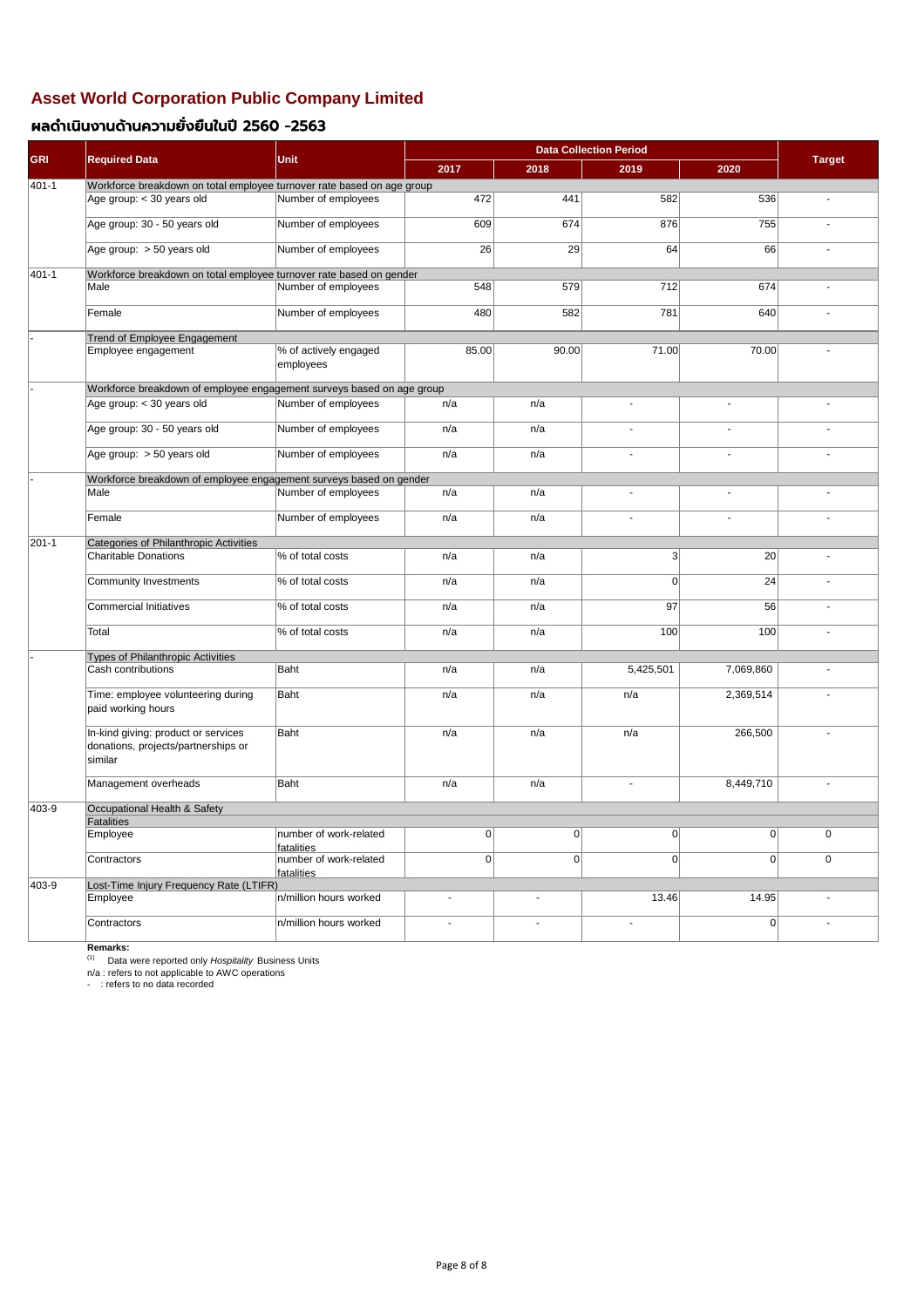# Asset World Corporation Public Company Limited

## ผลดำเนินงานด้านความยั่งยืนในปี 2560 -2563

| GRI | Required Data | Unit | Data Collection Period | | | | Target |
|---|---|---|---|---|---|---|---|
| | | | 2017 | 2018 | 2019 | 2020 | |
| 401-1 | Workforce breakdown on total employee turnover rate based on age group | | | | | | |
| | Age group: < 30 years old | Number of employees | 472 | 441 | 582 | 536 | - |
| | Age group: 30 - 50 years old | Number of employees | 609 | 674 | 876 | 755 | - |
| | Age group: > 50 years old | Number of employees | 26 | 29 | 64 | 66 | - |
| 401-1 | Workforce breakdown on total employee turnover rate based on gender | | | | | | |
| | Male | Number of employees | 548 | 579 | 712 | 674 | - |
| | Female | Number of employees | 480 | 582 | 781 | 640 | - |
| - | Trend of Employee Engagement | | | | | | |
| | Employee engagement | % of actively engaged employees | 85.00 | 90.00 | 71.00 | 70.00 | - |
| - | Workforce breakdown of employee engagement surveys based on age group | | | | | | |
| | Age group: < 30 years old | Number of employees | n/a | n/a | - | - | - |
| | Age group: 30 - 50 years old | Number of employees | n/a | n/a | - | - | - |
| | Age group: > 50 years old | Number of employees | n/a | n/a | - | - | - |
| - | Workforce breakdown of employee engagement surveys based on gender | | | | | | |
| | Male | Number of employees | n/a | n/a | - | - | - |
| | Female | Number of employees | n/a | n/a | - | - | - |
| 201-1 | Categories of Philanthropic Activities | | | | | | |
| | Charitable Donations | % of total costs | n/a | n/a | 3 | 20 | - |
| | Community Investments | % of total costs | n/a | n/a | 0 | 24 | - |
| | Commercial Initiatives | % of total costs | n/a | n/a | 97 | 56 | - |
| | Total | % of total costs | n/a | n/a | 100 | 100 | - |
| - | Types of Philanthropic Activities | | | | | | |
| | Cash contributions | Baht | n/a | n/a | 5,425,501 | 7,069,860 | - |
| | Time: employee volunteering during paid working hours | Baht | n/a | n/a | n/a | 2,369,514 | - |
| | In-kind giving: product or services donations, projects/partnerships or similar | Baht | n/a | n/a | n/a | 266,500 | - |
| | Management overheads | Baht | n/a | n/a | - | 8,449,710 | - |
| 403-9 | Occupational Health & Safety | | | | | | |
| | Fatalities | | | | | | |
| | Employee | number of work-related fatalities | 0 | 0 | 0 | 0 | 0 |
| | Contractors | number of work-related fatalities | 0 | 0 | 0 | 0 | 0 |
| 403-9 | Lost-Time Injury Frequency Rate (LTIFR) | | | | | | |
| | Employee | n/million hours worked | - | - | 13.46 | 14.95 | - |
| | Contractors | n/million hours worked | - | - | - | 0 | - |

**Remarks:**

(1) Data were reported only *Hospitality* Business Units

n/a : refers to not applicable to AWC operations

- : refers to no data recorded